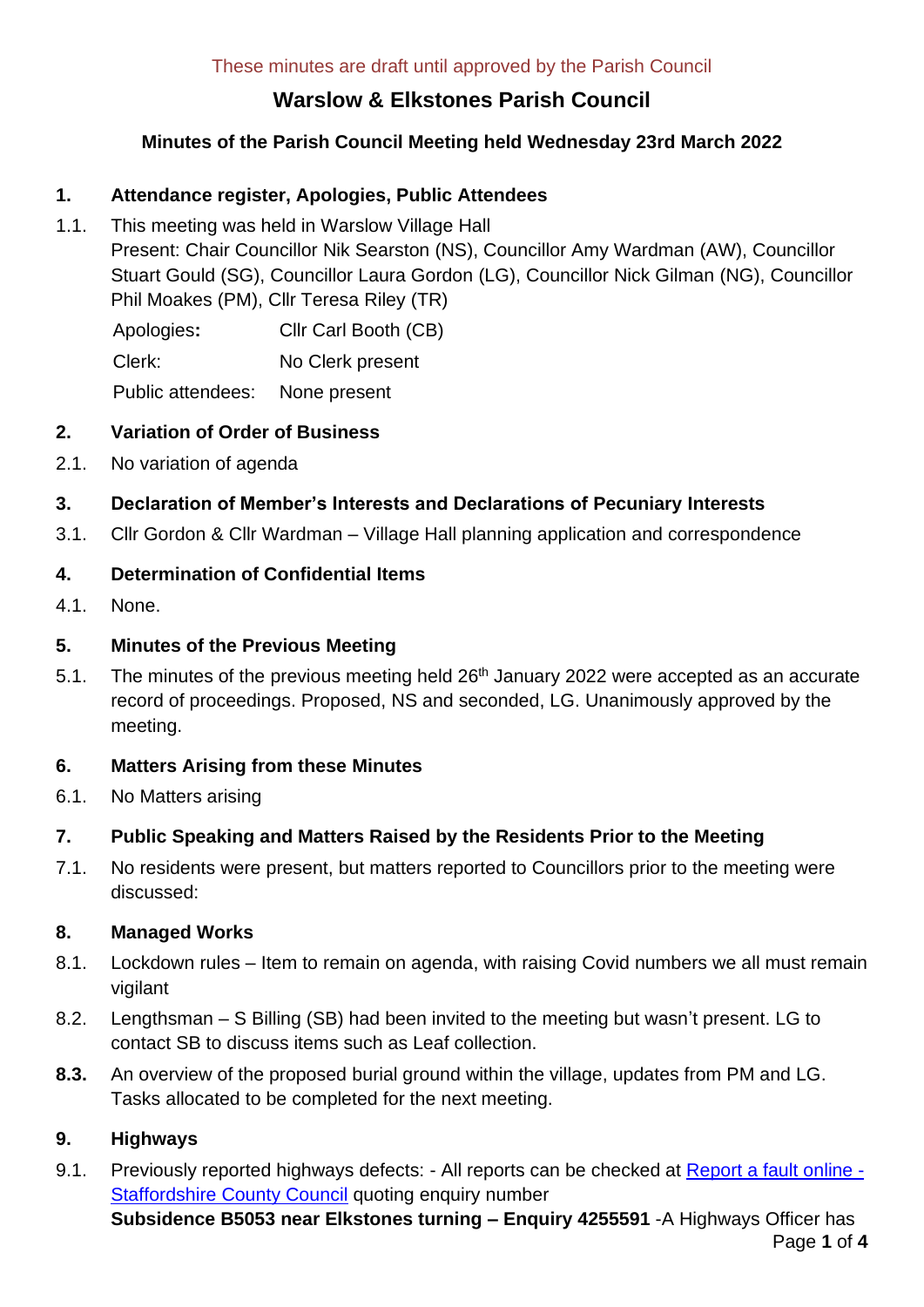These minutes are draft until approved by the Parish Council

# Warslow & Elkstones Parish Council

## Minutes of the Parish Council Meeting held Wednesday 23rd March 2022

### 1. Attendance register, Apologies, Public Attendees

1.1. This meeting was held in Warslow Village Hall

Present: Chair Councillor Nik Searston (NS), Councillor Amy Wardman (AW), Councillor Stuart Gould (SG), Councillor Laura Gordon (LG), Councillor Nick Gilman (NG), Councillor Phil Moakes (PM), Cllr Teresa Riley (TR)

| | |
|---|---|
| Apologies**:** | Cllr Carl Booth (CB) |
| Clerk: | No Clerk present |
| Public attendees: | None present |

### 2. Variation of Order of Business

2.1. No variation of agenda

### 3. Declaration of Member's Interests and Declarations of Pecuniary Interests

3.1. Cllr Gordon & Cllr Wardman – Village Hall planning application and correspondence

### 4. Determination of Confidential Items

4.1. None.

### 5. Minutes of the Previous Meeting

5.1. The minutes of the previous meeting held 26th January 2022 were accepted as an accurate record of proceedings. Proposed, NS and seconded, LG. Unanimously approved by the meeting.

### 6. Matters Arising from these Minutes

6.1. No Matters arising

### 7. Public Speaking and Matters Raised by the Residents Prior to the Meeting

7.1. No residents were present, but matters reported to Councillors prior to the meeting were discussed:

### 8. Managed Works

8.1. Lockdown rules – Item to remain on agenda, with raising Covid numbers we all must remain vigilant

8.2. Lengthsman – S Billing (SB) had been invited to the meeting but wasn't present. LG to contact SB to discuss items such as Leaf collection.

**8.3.** An overview of the proposed burial ground within the village, updates from PM and LG. Tasks allocated to be completed for the next meeting.

### 9. Highways

9.1. Previously reported highways defects: - All reports can be checked at [Report a fault online - Staffordshire County Council]() quoting enquiry number

**Subsidence B5053 near Elkstones turning – Enquiry 4255591** -A Highways Officer has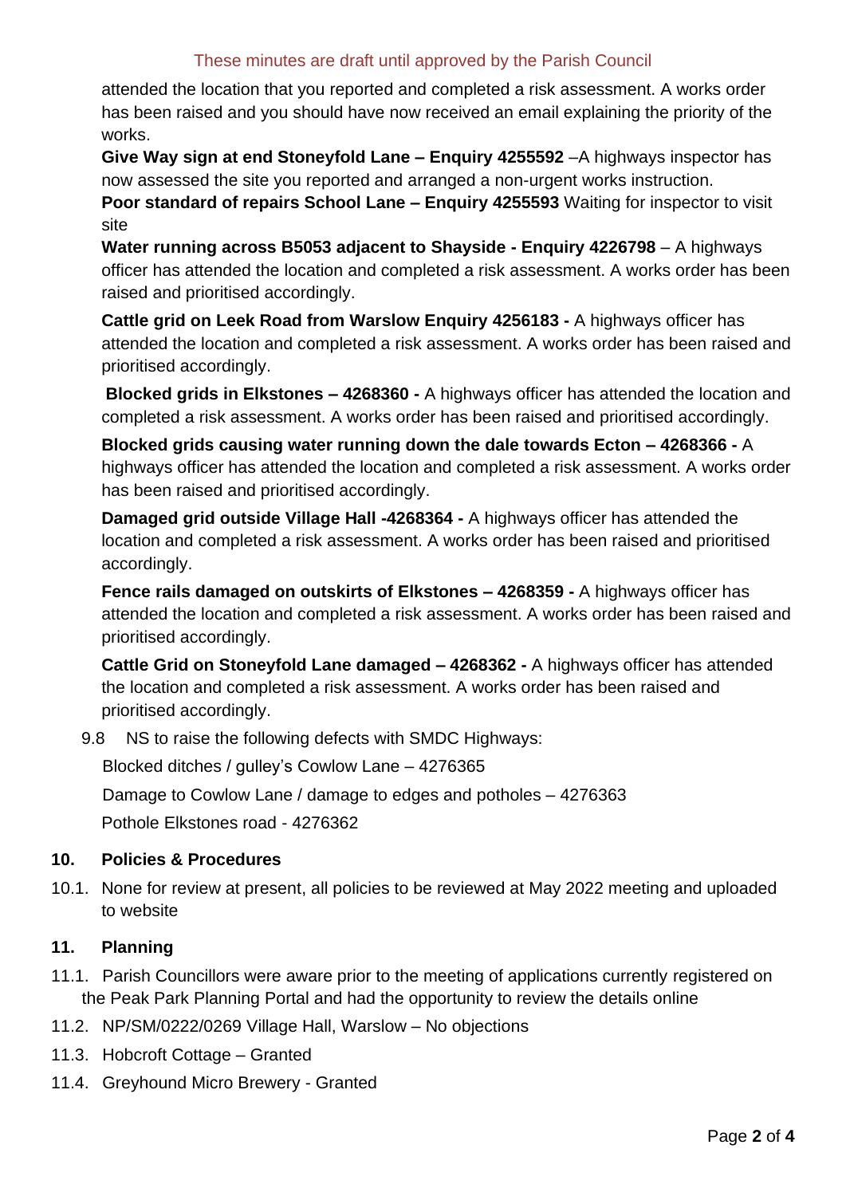These minutes are draft until approved by the Parish Council

attended the location that you reported and completed a risk assessment. A works order has been raised and you should have now received an email explaining the priority of the works.

**Give Way sign at end Stoneyfold Lane – Enquiry 4255592** –A highways inspector has now assessed the site you reported and arranged a non-urgent works instruction.

**Poor standard of repairs School Lane – Enquiry 4255593** Waiting for inspector to visit site

**Water running across B5053 adjacent to Shayside - Enquiry 4226798** – A highways officer has attended the location and completed a risk assessment. A works order has been raised and prioritised accordingly.

**Cattle grid on Leek Road from Warslow Enquiry 4256183 -** A highways officer has attended the location and completed a risk assessment. A works order has been raised and prioritised accordingly.

**Blocked grids in Elkstones – 4268360 -** A highways officer has attended the location and completed a risk assessment. A works order has been raised and prioritised accordingly.

**Blocked grids causing water running down the dale towards Ecton – 4268366 -** A highways officer has attended the location and completed a risk assessment. A works order has been raised and prioritised accordingly.

**Damaged grid outside Village Hall -4268364 -** A highways officer has attended the location and completed a risk assessment. A works order has been raised and prioritised accordingly.

**Fence rails damaged on outskirts of Elkstones – 4268359 -** A highways officer has attended the location and completed a risk assessment. A works order has been raised and prioritised accordingly.

**Cattle Grid on Stoneyfold Lane damaged – 4268362 -** A highways officer has attended the location and completed a risk assessment. A works order has been raised and prioritised accordingly.

9.8 NS to raise the following defects with SMDC Highways:

Blocked ditches / gulley's Cowlow Lane – 4276365

Damage to Cowlow Lane / damage to edges and potholes – 4276363

Pothole Elkstones road - 4276362

## 10. Policies & Procedures

10.1. None for review at present, all policies to be reviewed at May 2022 meeting and uploaded to website

## 11. Planning

11.1. Parish Councillors were aware prior to the meeting of applications currently registered on the Peak Park Planning Portal and had the opportunity to review the details online

11.2. NP/SM/0222/0269 Village Hall, Warslow – No objections

11.3. Hobcroft Cottage – Granted

11.4. Greyhound Micro Brewery - Granted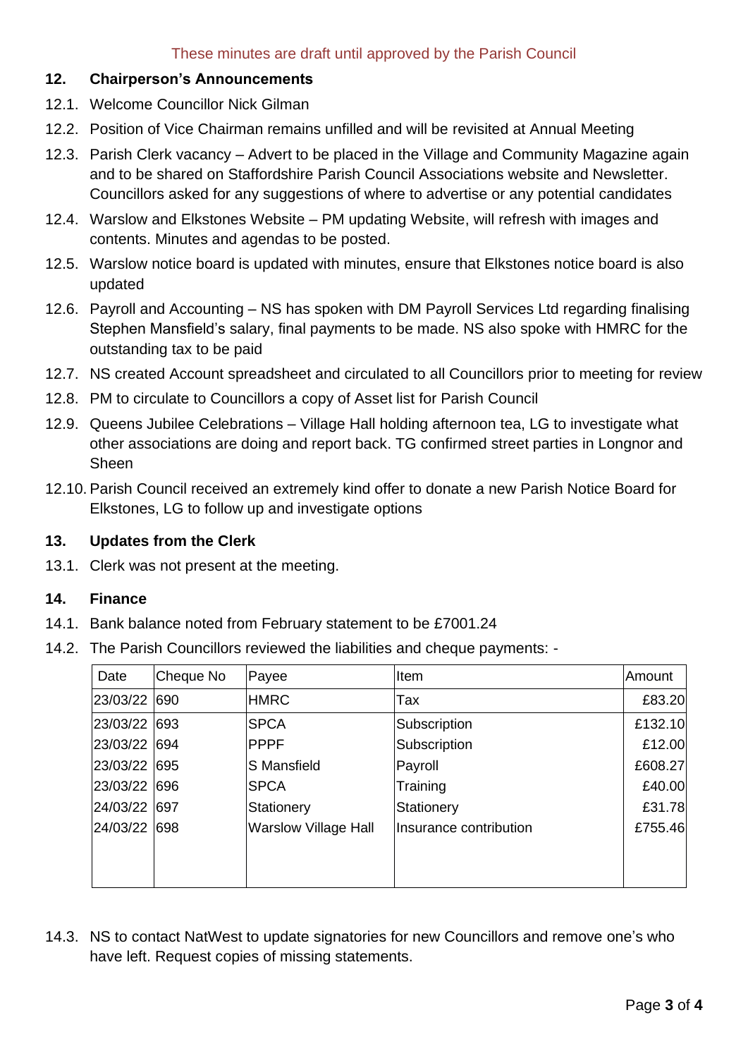These minutes are draft until approved by the Parish Council

## 12. Chairperson's Announcements

12.1. Welcome Councillor Nick Gilman

12.2. Position of Vice Chairman remains unfilled and will be revisited at Annual Meeting

12.3. Parish Clerk vacancy – Advert to be placed in the Village and Community Magazine again and to be shared on Staffordshire Parish Council Associations website and Newsletter. Councillors asked for any suggestions of where to advertise or any potential candidates

12.4. Warslow and Elkstones Website – PM updating Website, will refresh with images and contents. Minutes and agendas to be posted.

12.5. Warslow notice board is updated with minutes, ensure that Elkstones notice board is also updated

12.6. Payroll and Accounting – NS has spoken with DM Payroll Services Ltd regarding finalising Stephen Mansfield's salary, final payments to be made. NS also spoke with HMRC for the outstanding tax to be paid

12.7. NS created Account spreadsheet and circulated to all Councillors prior to meeting for review

12.8. PM to circulate to Councillors a copy of Asset list for Parish Council

12.9. Queens Jubilee Celebrations – Village Hall holding afternoon tea, LG to investigate what other associations are doing and report back. TG confirmed street parties in Longnor and Sheen

12.10. Parish Council received an extremely kind offer to donate a new Parish Notice Board for Elkstones, LG to follow up and investigate options

## 13. Updates from the Clerk

13.1. Clerk was not present at the meeting.

## 14. Finance

14.1. Bank balance noted from February statement to be £7001.24

14.2. The Parish Councillors reviewed the liabilities and cheque payments: -

| Date | Cheque No | Payee | Item | Amount |
|---|---|---|---|---|
| 23/03/22 | 690 | HMRC | Tax | £83.20 |
| 23/03/22 | 693 | SPCA | Subscription | £132.10 |
| 23/03/22 | 694 | PPPF | Subscription | £12.00 |
| 23/03/22 | 695 | S Mansfield | Payroll | £608.27 |
| 23/03/22 | 696 | SPCA | Training | £40.00 |
| 24/03/22 | 697 | Stationery | Stationery | £31.78 |
| 24/03/22 | 698 | Warslow Village Hall | Insurance contribution | £755.46 |
| | | | | |

14.3. NS to contact NatWest to update signatories for new Councillors and remove one's who have left. Request copies of missing statements.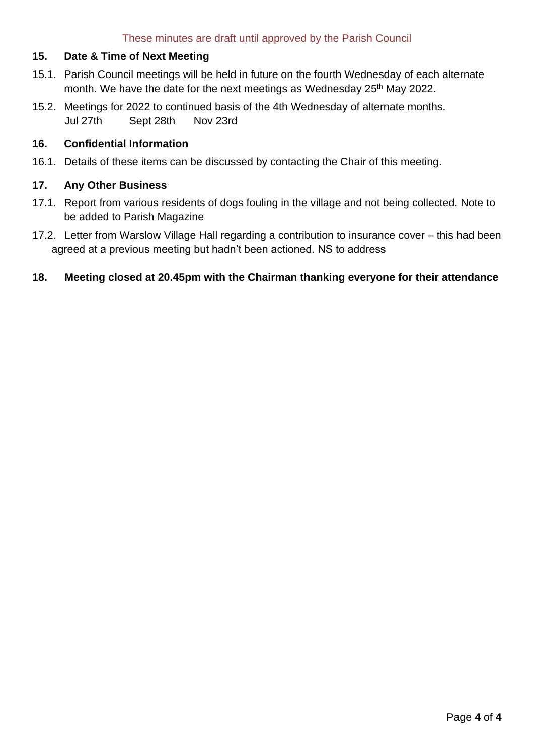These minutes are draft until approved by the Parish Council

**15. Date & Time of Next Meeting**

15.1. Parish Council meetings will be held in future on the fourth Wednesday of each alternate month. We have the date for the next meetings as Wednesday 25th May 2022.

15.2. Meetings for 2022 to continued basis of the 4th Wednesday of alternate months.
Jul 27th Sept 28th Nov 23rd

**16. Confidential Information**

16.1. Details of these items can be discussed by contacting the Chair of this meeting.

**17. Any Other Business**

17.1. Report from various residents of dogs fouling in the village and not being collected. Note to be added to Parish Magazine

17.2. Letter from Warslow Village Hall regarding a contribution to insurance cover – this had been agreed at a previous meeting but hadn't been actioned. NS to address

**18. Meeting closed at 20.45pm with the Chairman thanking everyone for their attendance**